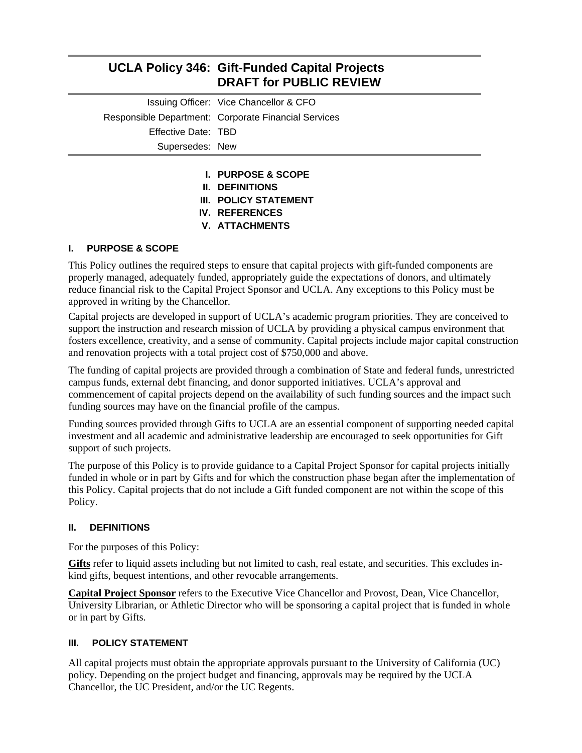# UCLA Policy 346: Gift-Funded Capital Projects DRAFT for PUBLIC REVIEW

| | |
|---|---|
| Issuing Officer: | Vice Chancellor & CFO |
| Responsible Department: | Corporate Financial Services |
| Effective Date: | TBD |
| Supersedes: | New |

- **I. PURPOSE & SCOPE**
- **II. DEFINITIONS**
- **III. POLICY STATEMENT**
- **IV. REFERENCES**
- **V. ATTACHMENTS**

## I. PURPOSE & SCOPE

This Policy outlines the required steps to ensure that capital projects with gift-funded components are properly managed, adequately funded, appropriately guide the expectations of donors, and ultimately reduce financial risk to the Capital Project Sponsor and UCLA. Any exceptions to this Policy must be approved in writing by the Chancellor.

Capital projects are developed in support of UCLA's academic program priorities. They are conceived to support the instruction and research mission of UCLA by providing a physical campus environment that fosters excellence, creativity, and a sense of community. Capital projects include major capital construction and renovation projects with a total project cost of $750,000 and above.

The funding of capital projects are provided through a combination of State and federal funds, unrestricted campus funds, external debt financing, and donor supported initiatives. UCLA's approval and commencement of capital projects depend on the availability of such funding sources and the impact such funding sources may have on the financial profile of the campus.

Funding sources provided through Gifts to UCLA are an essential component of supporting needed capital investment and all academic and administrative leadership are encouraged to seek opportunities for Gift support of such projects.

The purpose of this Policy is to provide guidance to a Capital Project Sponsor for capital projects initially funded in whole or in part by Gifts and for which the construction phase began after the implementation of this Policy. Capital projects that do not include a Gift funded component are not within the scope of this Policy.

## II. DEFINITIONS

For the purposes of this Policy:

**Gifts** refer to liquid assets including but not limited to cash, real estate, and securities. This excludes in-kind gifts, bequest intentions, and other revocable arrangements.

**Capital Project Sponsor** refers to the Executive Vice Chancellor and Provost, Dean, Vice Chancellor, University Librarian, or Athletic Director who will be sponsoring a capital project that is funded in whole or in part by Gifts.

## III. POLICY STATEMENT

All capital projects must obtain the appropriate approvals pursuant to the University of California (UC) policy. Depending on the project budget and financing, approvals may be required by the UCLA Chancellor, the UC President, and/or the UC Regents.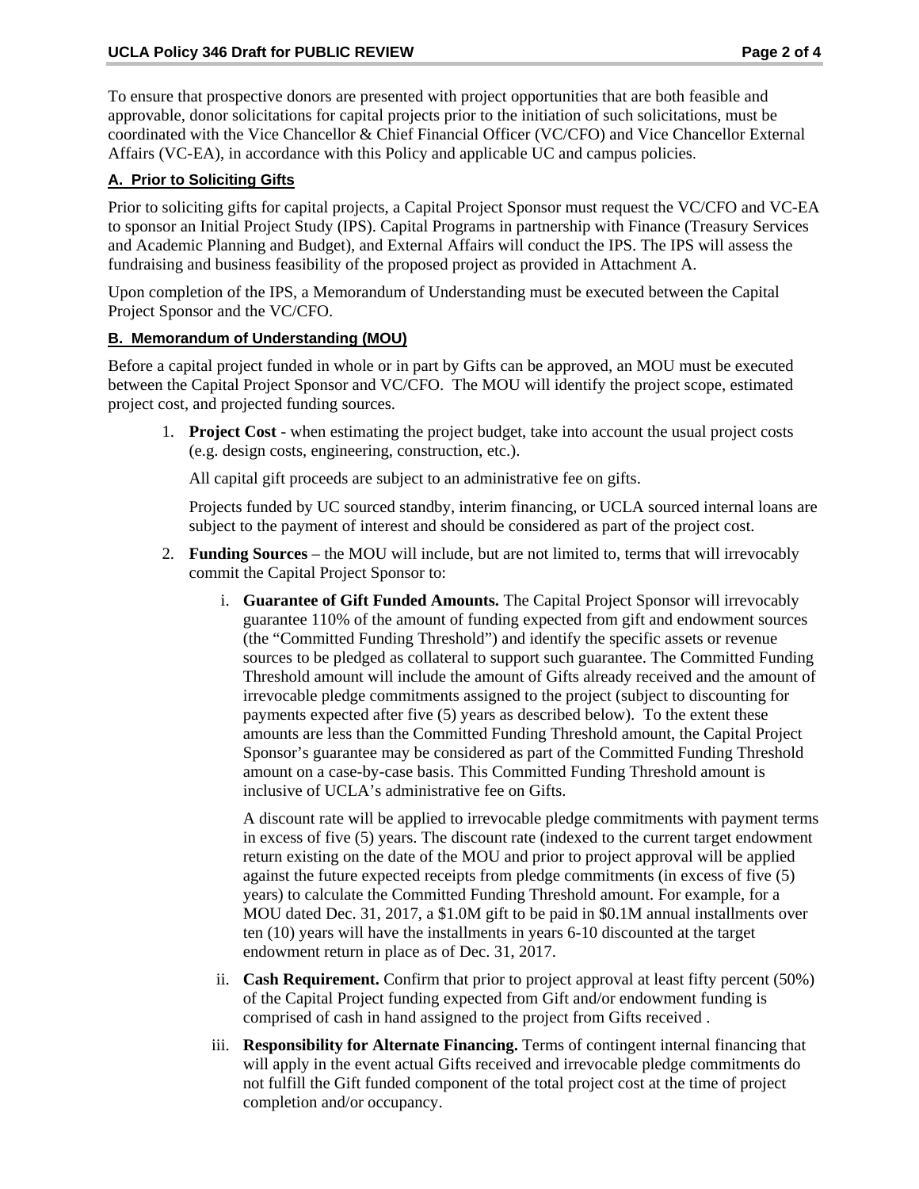To ensure that prospective donors are presented with project opportunities that are both feasible and approvable, donor solicitations for capital projects prior to the initiation of such solicitations, must be coordinated with the Vice Chancellor & Chief Financial Officer (VC/CFO) and Vice Chancellor External Affairs (VC-EA), in accordance with this Policy and applicable UC and campus policies.

### A. Prior to Soliciting Gifts

Prior to soliciting gifts for capital projects, a Capital Project Sponsor must request the VC/CFO and VC-EA to sponsor an Initial Project Study (IPS). Capital Programs in partnership with Finance (Treasury Services and Academic Planning and Budget), and External Affairs will conduct the IPS. The IPS will assess the fundraising and business feasibility of the proposed project as provided in Attachment A.

Upon completion of the IPS, a Memorandum of Understanding must be executed between the Capital Project Sponsor and the VC/CFO.

### B. Memorandum of Understanding (MOU)

Before a capital project funded in whole or in part by Gifts can be approved, an MOU must be executed between the Capital Project Sponsor and VC/CFO. The MOU will identify the project scope, estimated project cost, and projected funding sources.

1. **Project Cost** - when estimating the project budget, take into account the usual project costs (e.g. design costs, engineering, construction, etc.).

   All capital gift proceeds are subject to an administrative fee on gifts.

   Projects funded by UC sourced standby, interim financing, or UCLA sourced internal loans are subject to the payment of interest and should be considered as part of the project cost.

2. **Funding Sources** – the MOU will include, but are not limited to, terms that will irrevocably commit the Capital Project Sponsor to:

   i. **Guarantee of Gift Funded Amounts.** The Capital Project Sponsor will irrevocably guarantee 110% of the amount of funding expected from gift and endowment sources (the "Committed Funding Threshold") and identify the specific assets or revenue sources to be pledged as collateral to support such guarantee. The Committed Funding Threshold amount will include the amount of Gifts already received and the amount of irrevocable pledge commitments assigned to the project (subject to discounting for payments expected after five (5) years as described below). To the extent these amounts are less than the Committed Funding Threshold amount, the Capital Project Sponsor's guarantee may be considered as part of the Committed Funding Threshold amount on a case-by-case basis. This Committed Funding Threshold amount is inclusive of UCLA's administrative fee on Gifts.

   A discount rate will be applied to irrevocable pledge commitments with payment terms in excess of five (5) years. The discount rate (indexed to the current target endowment return existing on the date of the MOU and prior to project approval will be applied against the future expected receipts from pledge commitments (in excess of five (5) years) to calculate the Committed Funding Threshold amount. For example, for a MOU dated Dec. 31, 2017, a $1.0M gift to be paid in $0.1M annual installments over ten (10) years will have the installments in years 6-10 discounted at the target endowment return in place as of Dec. 31, 2017.

   ii. **Cash Requirement.** Confirm that prior to project approval at least fifty percent (50%) of the Capital Project funding expected from Gift and/or endowment funding is comprised of cash in hand assigned to the project from Gifts received .

   iii. **Responsibility for Alternate Financing.** Terms of contingent internal financing that will apply in the event actual Gifts received and irrevocable pledge commitments do not fulfill the Gift funded component of the total project cost at the time of project completion and/or occupancy.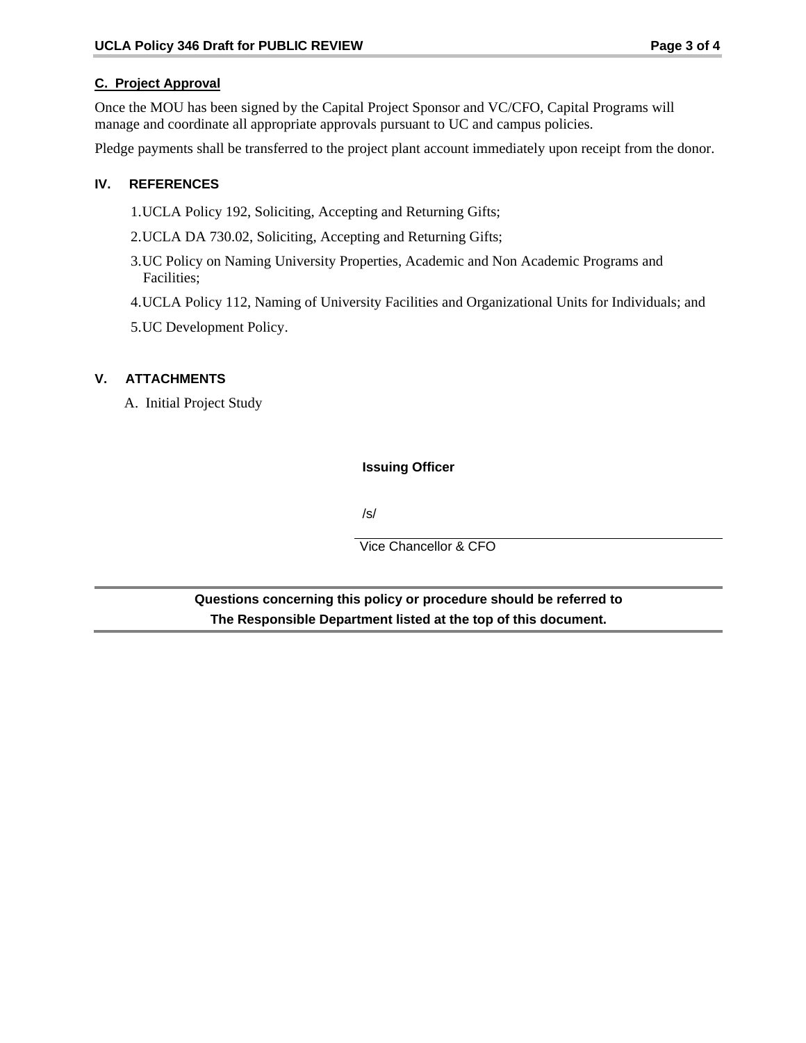### C. Project Approval

Once the MOU has been signed by the Capital Project Sponsor and VC/CFO, Capital Programs will manage and coordinate all appropriate approvals pursuant to UC and campus policies.

Pledge payments shall be transferred to the project plant account immediately upon receipt from the donor.

## IV. REFERENCES

1. UCLA Policy 192, Soliciting, Accepting and Returning Gifts;
2. UCLA DA 730.02, Soliciting, Accepting and Returning Gifts;
3. UC Policy on Naming University Properties, Academic and Non Academic Programs and Facilities;
4. UCLA Policy 112, Naming of University Facilities and Organizational Units for Individuals; and
5. UC Development Policy.

## V. ATTACHMENTS

A. Initial Project Study

**Issuing Officer**

/s/

Vice Chancellor & CFO

**Questions concerning this policy or procedure should be referred to The Responsible Department listed at the top of this document.**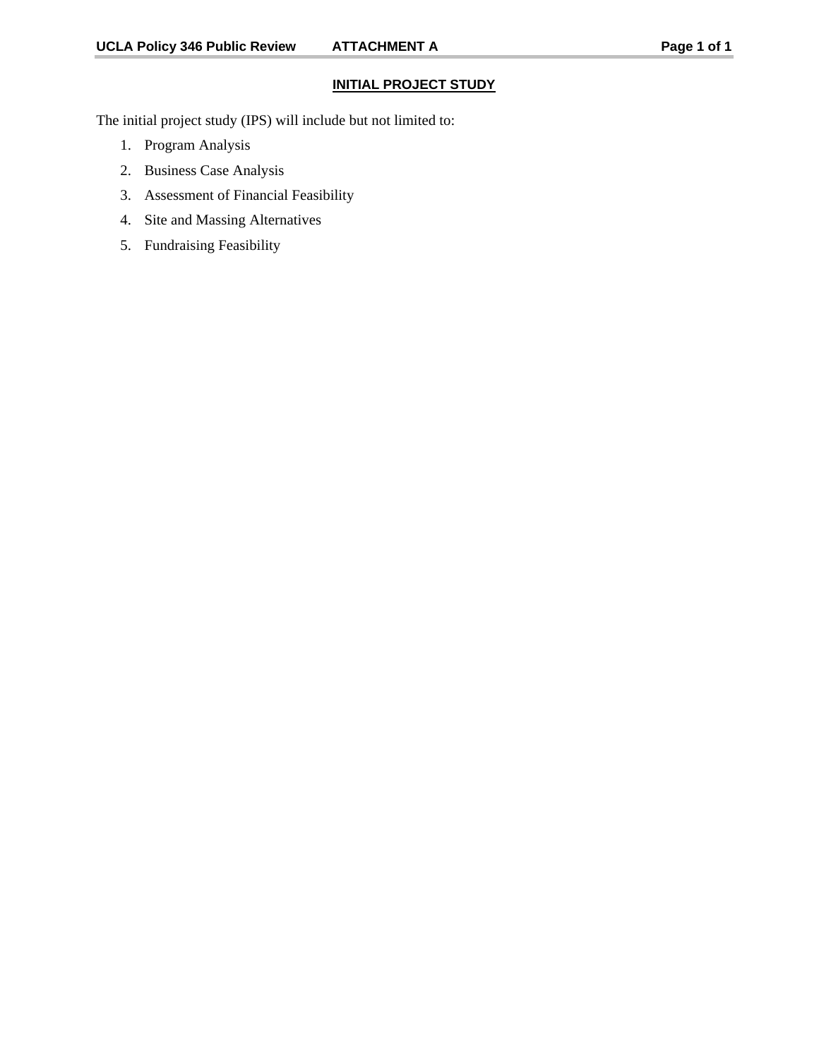## INITIAL PROJECT STUDY

The initial project study (IPS) will include but not limited to:

1. Program Analysis
2. Business Case Analysis
3. Assessment of Financial Feasibility
4. Site and Massing Alternatives
5. Fundraising Feasibility